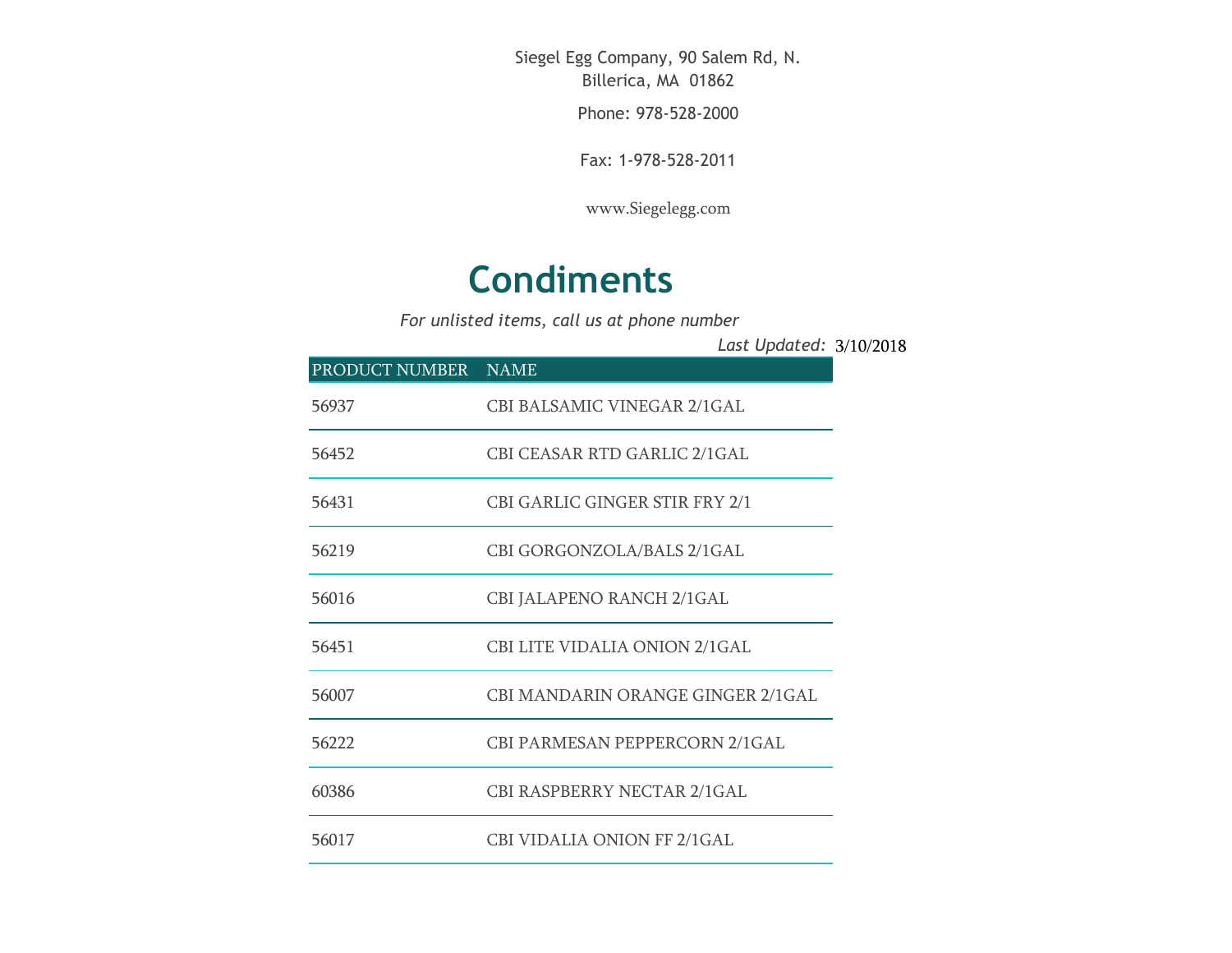Siegel Egg Company, 90 Salem Rd, N. Billerica, MA 01862

Phone: 978-528-2000

Fax: 1-978-528-2011

www.Siegelegg.com

# Condiments

*For unlisted items, call us at phone number*

*Last Updated:* 3/10/2018

| PRODUCT NUMBER | NAME |
|---|---|
| 56937 | CBI BALSAMIC VINEGAR 2/1GAL |
| 56452 | CBI CEASAR RTD GARLIC 2/1GAL |
| 56431 | CBI GARLIC GINGER STIR FRY 2/1 |
| 56219 | CBI GORGONZOLA/BALS 2/1GAL |
| 56016 | CBI JALAPENO RANCH 2/1GAL |
| 56451 | CBI LITE VIDALIA ONION 2/1GAL |
| 56007 | CBI MANDARIN ORANGE GINGER 2/1GAL |
| 56222 | CBI PARMESAN PEPPERCORN 2/1GAL |
| 60386 | CBI RASPBERRY NECTAR 2/1GAL |
| 56017 | CBI VIDALIA ONION FF 2/1GAL |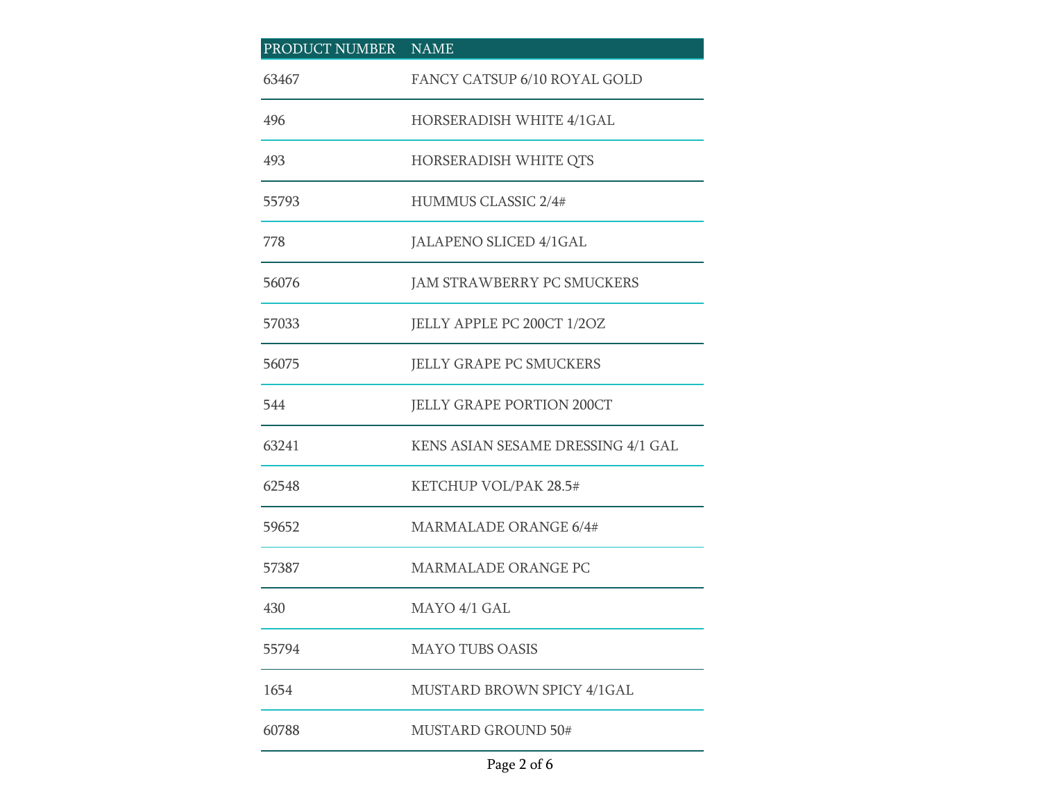| PRODUCT NUMBER | NAME |
| --- | --- |
| 63467 | FANCY CATSUP 6/10 ROYAL GOLD |
| 496 | HORSERADISH WHITE 4/1GAL |
| 493 | HORSERADISH WHITE QTS |
| 55793 | HUMMUS CLASSIC 2/4# |
| 778 | JALAPENO SLICED 4/1GAL |
| 56076 | JAM STRAWBERRY PC SMUCKERS |
| 57033 | JELLY APPLE PC 200CT 1/2OZ |
| 56075 | JELLY GRAPE PC SMUCKERS |
| 544 | JELLY GRAPE PORTION 200CT |
| 63241 | KENS ASIAN SESAME DRESSING 4/1 GAL |
| 62548 | KETCHUP VOL/PAK 28.5# |
| 59652 | MARMALADE ORANGE 6/4# |
| 57387 | MARMALADE ORANGE PC |
| 430 | MAYO 4/1 GAL |
| 55794 | MAYO TUBS OASIS |
| 1654 | MUSTARD BROWN SPICY 4/1GAL |
| 60788 | MUSTARD GROUND 50# |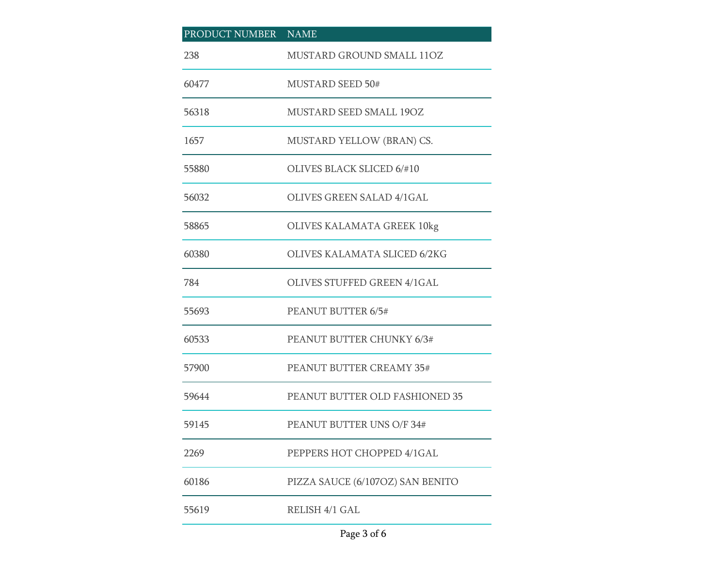| PRODUCT NUMBER | NAME |
| --- | --- |
| 238 | MUSTARD GROUND SMALL 11OZ |
| 60477 | MUSTARD SEED 50# |
| 56318 | MUSTARD SEED SMALL 19OZ |
| 1657 | MUSTARD YELLOW (BRAN) CS. |
| 55880 | OLIVES BLACK SLICED 6/#10 |
| 56032 | OLIVES GREEN SALAD 4/1GAL |
| 58865 | OLIVES KALAMATA GREEK 10kg |
| 60380 | OLIVES KALAMATA SLICED 6/2KG |
| 784 | OLIVES STUFFED GREEN 4/1GAL |
| 55693 | PEANUT BUTTER 6/5# |
| 60533 | PEANUT BUTTER CHUNKY 6/3# |
| 57900 | PEANUT BUTTER CREAMY 35# |
| 59644 | PEANUT BUTTER OLD FASHIONED 35 |
| 59145 | PEANUT BUTTER UNS O/F 34# |
| 2269 | PEPPERS HOT CHOPPED 4/1GAL |
| 60186 | PIZZA SAUCE (6/107OZ) SAN BENITO |
| 55619 | RELISH 4/1 GAL |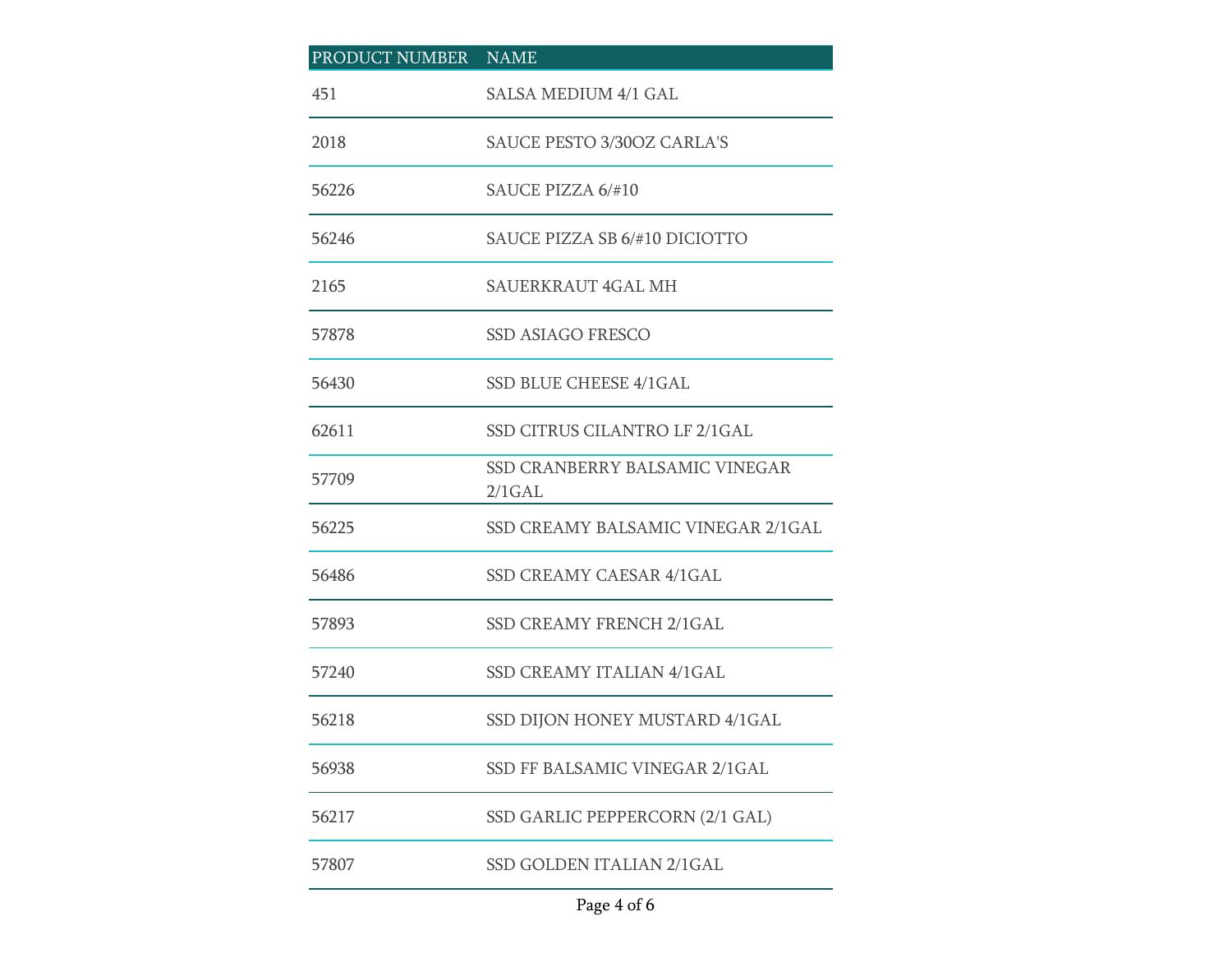| PRODUCT NUMBER | NAME |
| --- | --- |
| 451 | SALSA MEDIUM 4/1 GAL |
| 2018 | SAUCE PESTO 3/30OZ CARLA'S |
| 56226 | SAUCE PIZZA 6/#10 |
| 56246 | SAUCE PIZZA SB 6/#10 DICIOTTO |
| 2165 | SAUERKRAUT 4GAL MH |
| 57878 | SSD ASIAGO FRESCO |
| 56430 | SSD BLUE CHEESE 4/1GAL |
| 62611 | SSD CITRUS CILANTRO LF 2/1GAL |
| 57709 | SSD CRANBERRY BALSAMIC VINEGAR 2/1GAL |
| 56225 | SSD CREAMY BALSAMIC VINEGAR 2/1GAL |
| 56486 | SSD CREAMY CAESAR 4/1GAL |
| 57893 | SSD CREAMY FRENCH 2/1GAL |
| 57240 | SSD CREAMY ITALIAN 4/1GAL |
| 56218 | SSD DIJON HONEY MUSTARD 4/1GAL |
| 56938 | SSD FF BALSAMIC VINEGAR 2/1GAL |
| 56217 | SSD GARLIC PEPPERCORN (2/1 GAL) |
| 57807 | SSD GOLDEN ITALIAN 2/1GAL |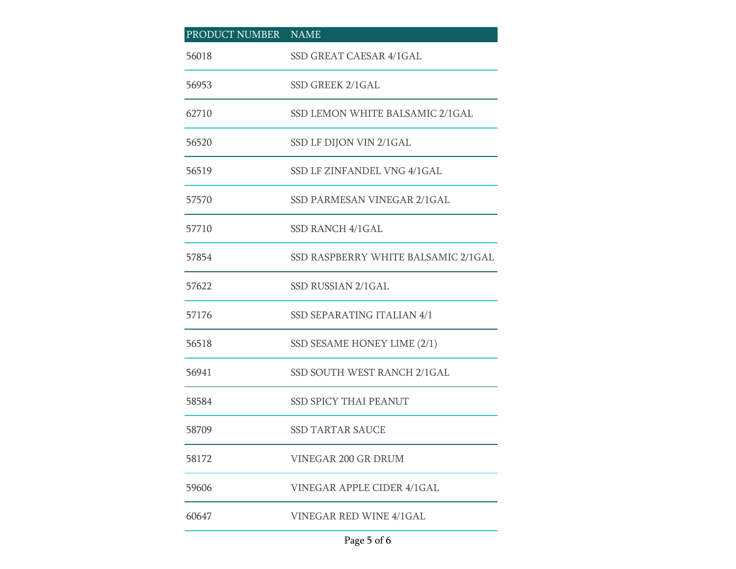| PRODUCT NUMBER | NAME |
|---|---|
| 56018 | SSD GREAT CAESAR 4/1GAL |
| 56953 | SSD GREEK 2/1GAL |
| 62710 | SSD LEMON WHITE BALSAMIC 2/1GAL |
| 56520 | SSD LF DIJON VIN 2/1GAL |
| 56519 | SSD LF ZINFANDEL VNG 4/1GAL |
| 57570 | SSD PARMESAN VINEGAR 2/1GAL |
| 57710 | SSD RANCH 4/1GAL |
| 57854 | SSD RASPBERRY WHITE BALSAMIC 2/1GAL |
| 57622 | SSD RUSSIAN 2/1GAL |
| 57176 | SSD SEPARATING ITALIAN 4/1 |
| 56518 | SSD SESAME HONEY LIME (2/1) |
| 56941 | SSD SOUTH WEST RANCH 2/1GAL |
| 58584 | SSD SPICY THAI PEANUT |
| 58709 | SSD TARTAR SAUCE |
| 58172 | VINEGAR 200 GR DRUM |
| 59606 | VINEGAR APPLE CIDER 4/1GAL |
| 60647 | VINEGAR RED WINE 4/1GAL |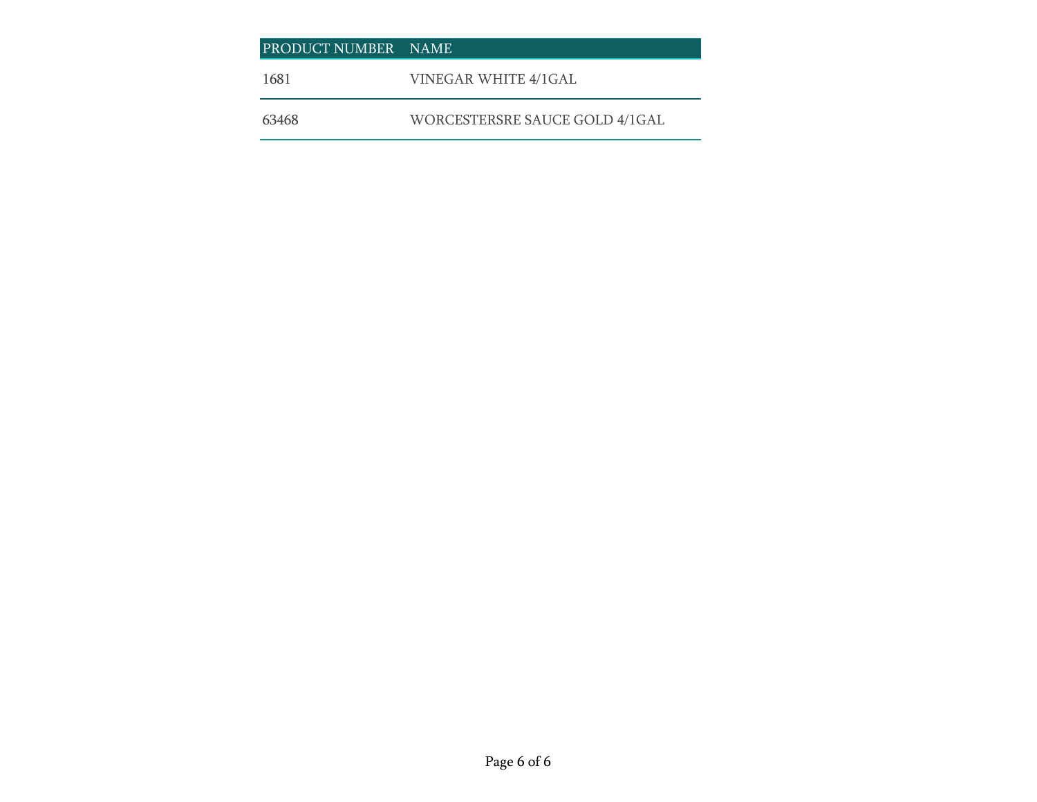| PRODUCT NUMBER | NAME |
| --- | --- |
| 1681 | VINEGAR WHITE 4/1GAL |
| 63468 | WORCESTERSRE SAUCE GOLD 4/1GAL |